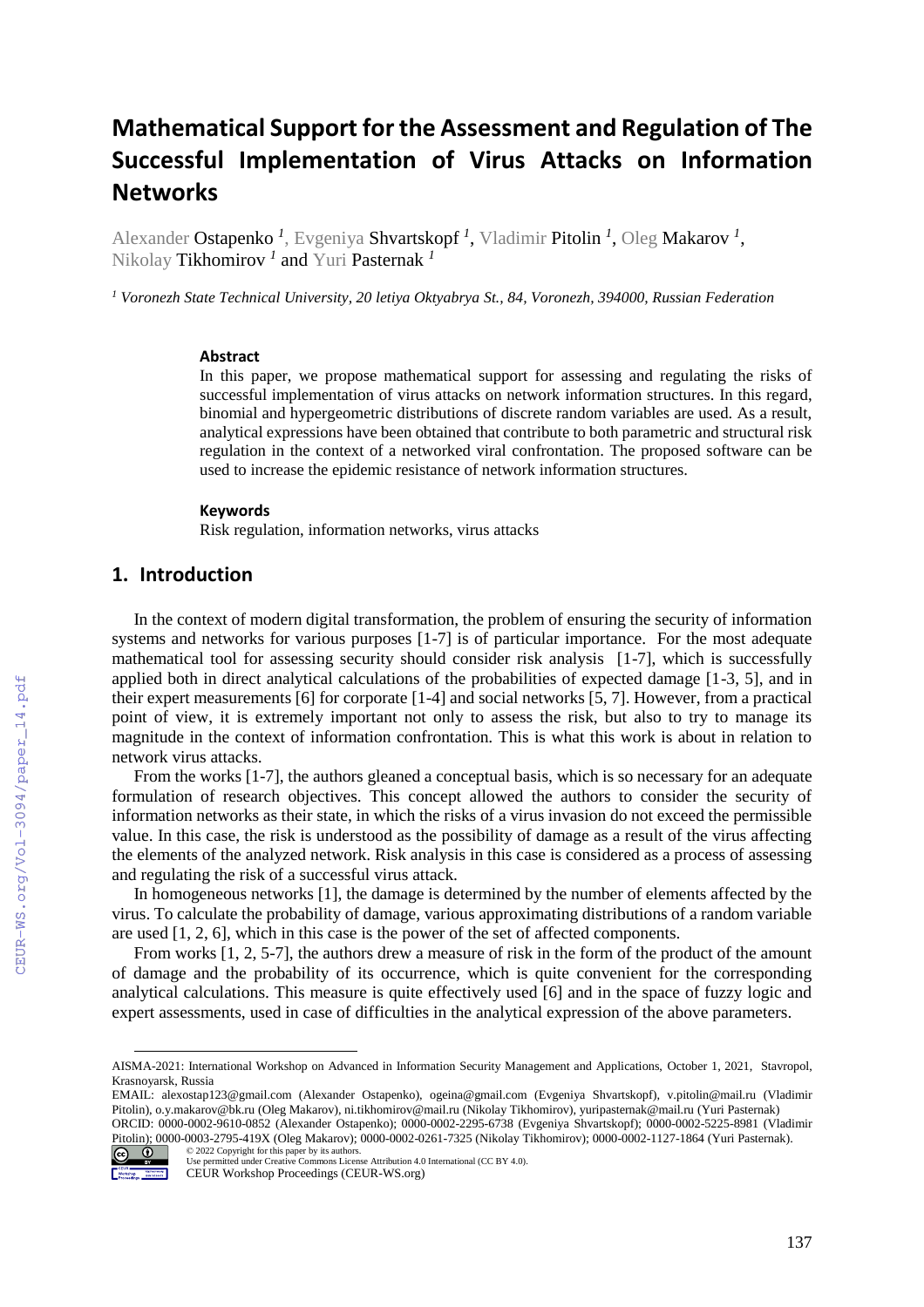# Mathematical Support for the Assessment and Regulation of The Successful Implementation of Virus Attacks on Information Networks

Alexander Ostapenko [1], Evgeniya Shvartskopf [1], Vladimir Pitolin [1], Oleg Makarov [1], Nikolay Tikhomirov [1] and Yuri Pasternak [1]

[1] *Voronezh State Technical University, 20 letiya Oktyabrya St., 84, Voronezh, 394000, Russian Federation*

### Abstract

In this paper, we propose mathematical support for assessing and regulating the risks of successful implementation of virus attacks on network information structures. In this regard, binomial and hypergeometric distributions of discrete random variables are used. As a result, analytical expressions have been obtained that contribute to both parametric and structural risk regulation in the context of a networked viral confrontation. The proposed software can be used to increase the epidemic resistance of network information structures.

### Keywords

Risk regulation, information networks, virus attacks

## 1. Introduction

In the context of modern digital transformation, the problem of ensuring the security of information systems and networks for various purposes [1-7] is of particular importance. For the most adequate mathematical tool for assessing security should consider risk analysis [1-7], which is successfully applied both in direct analytical calculations of the probabilities of expected damage [1-3, 5], and in their expert measurements [6] for corporate [1-4] and social networks [5, 7]. However, from a practical point of view, it is extremely important not only to assess the risk, but also to try to manage its magnitude in the context of information confrontation. This is what this work is about in relation to network virus attacks.

From the works [1-7], the authors gleaned a conceptual basis, which is so necessary for an adequate formulation of research objectives. This concept allowed the authors to consider the security of information networks as their state, in which the risks of a virus invasion do not exceed the permissible value. In this case, the risk is understood as the possibility of damage as a result of the virus affecting the elements of the analyzed network. Risk analysis in this case is considered as a process of assessing and regulating the risk of a successful virus attack.

In homogeneous networks [1], the damage is determined by the number of elements affected by the virus. To calculate the probability of damage, various approximating distributions of a random variable are used [1, 2, 6], which in this case is the power of the set of affected components.

From works [1, 2, 5-7], the authors drew a measure of risk in the form of the product of the amount of damage and the probability of its occurrence, which is quite convenient for the corresponding analytical calculations. This measure is quite effectively used [6] and in the space of fuzzy logic and expert assessments, used in case of difficulties in the analytical expression of the above parameters.

---

AISMA-2021: International Workshop on Advanced in Information Security Management and Applications, October 1, 2021, Stavropol, Krasnoyarsk, Russia

EMAIL: alexostap123@gmail.com (Alexander Ostapenko), ogeina@gmail.com (Evgeniya Shvartskopf), v.pitolin@mail.ru (Vladimir Pitolin), o.y.makarov@bk.ru (Oleg Makarov), ni.tikhomirov@mail.ru (Nikolay Tikhomirov), yuripasternak@mail.ru (Yuri Pasternak)

ORCID: 0000-0002-9610-0852 (Alexander Ostapenko); 0000-0002-2295-6738 (Evgeniya Shvartskopf); 0000-0002-5225-8981 (Vladimir Pitolin); 0000-0003-2795-419X (Oleg Makarov); 0000-0002-0261-7325 (Nikolay Tikhomirov); 0000-0002-1127-1864 (Yuri Pasternak).

© 2022 Copyright for this paper by its authors.
Use permitted under Creative Commons License Attribution 4.0 International (CC BY 4.0).
CEUR Workshop Proceedings (CEUR-WS.org)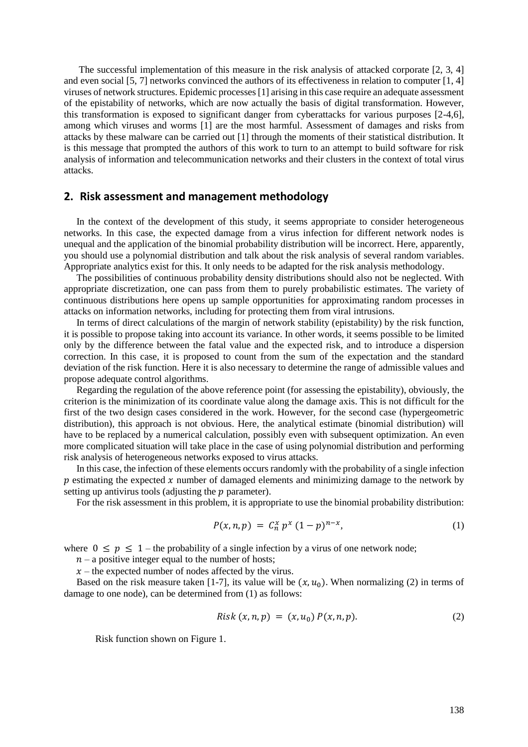The successful implementation of this measure in the risk analysis of attacked corporate [2, 3, 4] and even social [5, 7] networks convinced the authors of its effectiveness in relation to computer [1, 4] viruses of network structures. Epidemic processes [1] arising in this case require an adequate assessment of the epistability of networks, which are now actually the basis of digital transformation. However, this transformation is exposed to significant danger from cyberattacks for various purposes [2-4,6], among which viruses and worms [1] are the most harmful. Assessment of damages and risks from attacks by these malware can be carried out [1] through the moments of their statistical distribution. It is this message that prompted the authors of this work to turn to an attempt to build software for risk analysis of information and telecommunication networks and their clusters in the context of total virus attacks.

## 2. Risk assessment and management methodology

In the context of the development of this study, it seems appropriate to consider heterogeneous networks. In this case, the expected damage from a virus infection for different network nodes is unequal and the application of the binomial probability distribution will be incorrect. Here, apparently, you should use a polynomial distribution and talk about the risk analysis of several random variables. Appropriate analytics exist for this. It only needs to be adapted for the risk analysis methodology.

The possibilities of continuous probability density distributions should also not be neglected. With appropriate discretization, one can pass from them to purely probabilistic estimates. The variety of continuous distributions here opens up sample opportunities for approximating random processes in attacks on information networks, including for protecting them from viral intrusions.

In terms of direct calculations of the margin of network stability (epistability) by the risk function, it is possible to propose taking into account its variance. In other words, it seems possible to be limited only by the difference between the fatal value and the expected risk, and to introduce a dispersion correction. In this case, it is proposed to count from the sum of the expectation and the standard deviation of the risk function. Here it is also necessary to determine the range of admissible values and propose adequate control algorithms.

Regarding the regulation of the above reference point (for assessing the epistability), obviously, the criterion is the minimization of its coordinate value along the damage axis. This is not difficult for the first of the two design cases considered in the work. However, for the second case (hypergeometric distribution), this approach is not obvious. Here, the analytical estimate (binomial distribution) will have to be replaced by a numerical calculation, possibly even with subsequent optimization. An even more complicated situation will take place in the case of using polynomial distribution and performing risk analysis of heterogeneous networks exposed to virus attacks.

In this case, the infection of these elements occurs randomly with the probability of a single infection $p$ estimating the expected $x$ number of damaged elements and minimizing damage to the network by setting up antivirus tools (adjusting the $p$ parameter).

For the risk assessment in this problem, it is appropriate to use the binomial probability distribution:

$$P(x, n, p) = C_n^x \, p^x \, (1-p)^{n-x}, \tag{1}$$

where $0 \leq p \leq 1$ – the probability of a single infection by a virus of one network node;

$n$ – a positive integer equal to the number of hosts;

$x$ – the expected number of nodes affected by the virus.

Based on the risk measure taken [1-7], its value will be $(x, u_0)$. When normalizing (2) in terms of damage to one node), can be determined from (1) as follows:

$$Risk\,(x, n, p) = (x, u_0)\, P(x, n, p). \tag{2}$$

Risk function shown on Figure 1.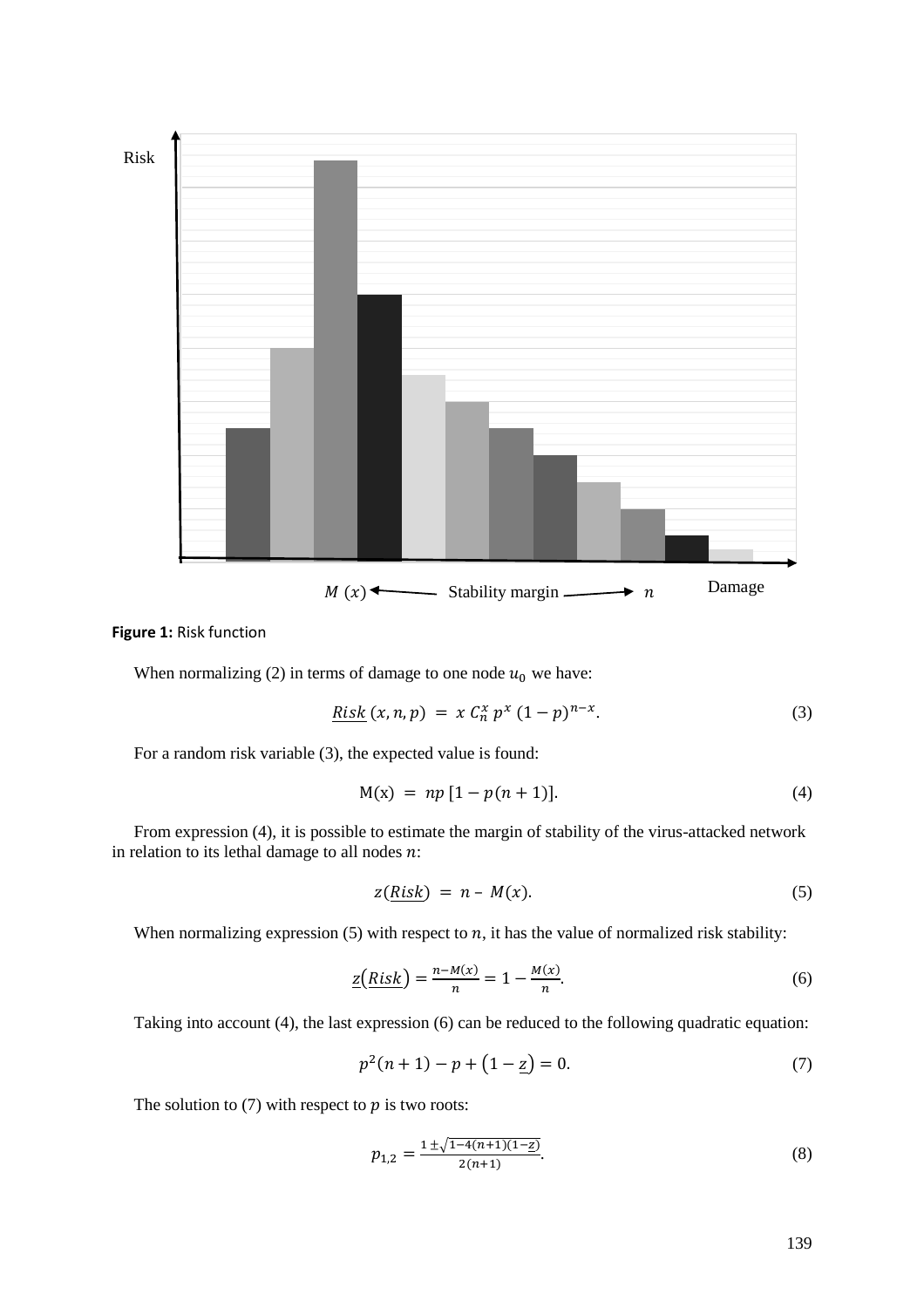**Figure 1:** Risk function

When normalizing (2) in terms of damage to one node $u_0$ we have:

$$\underline{Risk}\,(x,n,p) \;=\; x\; C_n^x\; p^x\; (1-p)^{n-x}. \tag{3}$$

For a random risk variable (3), the expected value is found:

$$\mathrm{M(x)} \;=\; np\,[1-p(n+1)]. \tag{4}$$

From expression (4), it is possible to estimate the margin of stability of the virus-attacked network in relation to its lethal damage to all nodes $n$:

$$z(\underline{Risk}) \;=\; n - M(x). \tag{5}$$

When normalizing expression (5) with respect to $n$, it has the value of normalized risk stability:

$$\underline{z}\big(\underline{Risk}\big) = \frac{n-M(x)}{n} = 1 - \frac{M(x)}{n}. \tag{6}$$

Taking into account (4), the last expression (6) can be reduced to the following quadratic equation:

$$p^2(n+1) - p + \big(1-\underline{z}\big) = 0. \tag{7}$$

The solution to (7) with respect to $p$ is two roots:

$$p_{1,2} = \frac{1 \pm \sqrt{1-4(n+1)(1-\underline{z})}}{2(n+1)}. \tag{8}$$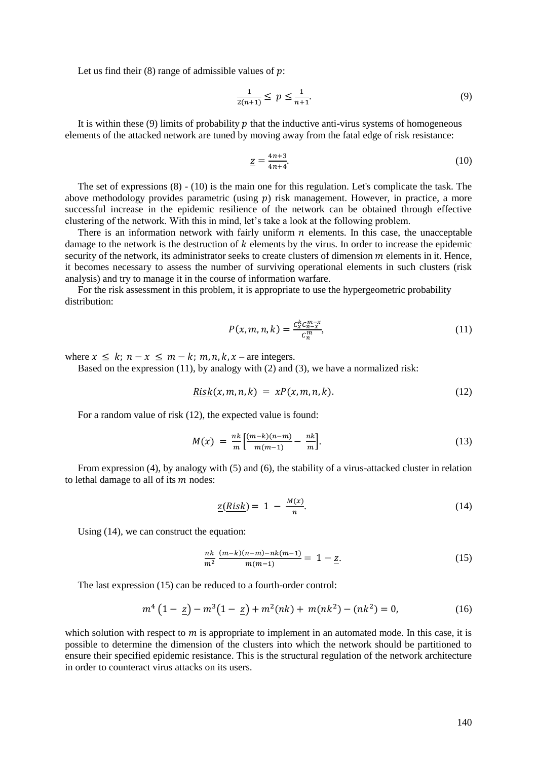Let us find their (8) range of admissible values of $p$:

$$\frac{1}{2(n+1)} \leq p \leq \frac{1}{n+1}. \tag{9}$$

It is within these (9) limits of probability $p$ that the inductive anti-virus systems of homogeneous elements of the attacked network are tuned by moving away from the fatal edge of risk resistance:

$$\underline{z} = \frac{4n+3}{4n+4}. \tag{10}$$

The set of expressions (8) - (10) is the main one for this regulation. Let's complicate the task. The above methodology provides parametric (using $p$) risk management. However, in practice, a more successful increase in the epidemic resilience of the network can be obtained through effective clustering of the network. With this in mind, let’s take a look at the following problem.

There is an information network with fairly uniform $n$ elements. In this case, the unacceptable damage to the network is the destruction of $k$ elements by the virus. In order to increase the epidemic security of the network, its administrator seeks to create clusters of dimension $m$ elements in it. Hence, it becomes necessary to assess the number of surviving operational elements in such clusters (risk analysis) and try to manage it in the course of information warfare.

For the risk assessment in this problem, it is appropriate to use the hypergeometric probability distribution:

$$P(x,m,n,k) = \frac{C_x^k C_{n-x}^{m-x}}{C_n^m}, \tag{11}$$

where $x \leq k$; $n - x \leq m - k$; $m, n, k, x$ – are integers.

Based on the expression (11), by analogy with (2) and (3), we have a normalized risk:

$$\underline{Risk}(x,m,n,k) = xP(x,m,n,k). \tag{12}$$

For a random value of risk (12), the expected value is found:

$$M(x) = \frac{nk}{m}\left[\frac{(m-k)(n-m)}{m(m-1)} - \frac{nk}{m}\right]. \tag{13}$$

From expression (4), by analogy with (5) and (6), the stability of a virus-attacked cluster in relation to lethal damage to all of its $m$ nodes:

$$\underline{z}(\underline{Risk}) = 1 - \frac{M(x)}{n}. \tag{14}$$

Using (14), we can construct the equation:

$$\frac{nk}{m^2}\,\frac{(m-k)(n-m)-nk(m-1)}{m(m-1)} = 1 - \underline{z}. \tag{15}$$

The last expression (15) can be reduced to a fourth-order control:

$$m^4\left(1 - \underline{z}\right) - m^3\left(1 - \underline{z}\right) + m^2(nk) + m(nk^2) - (nk^2) = 0, \tag{16}$$

which solution with respect to $m$ is appropriate to implement in an automated mode. In this case, it is possible to determine the dimension of the clusters into which the network should be partitioned to ensure their specified epidemic resistance. This is the structural regulation of the network architecture in order to counteract virus attacks on its users.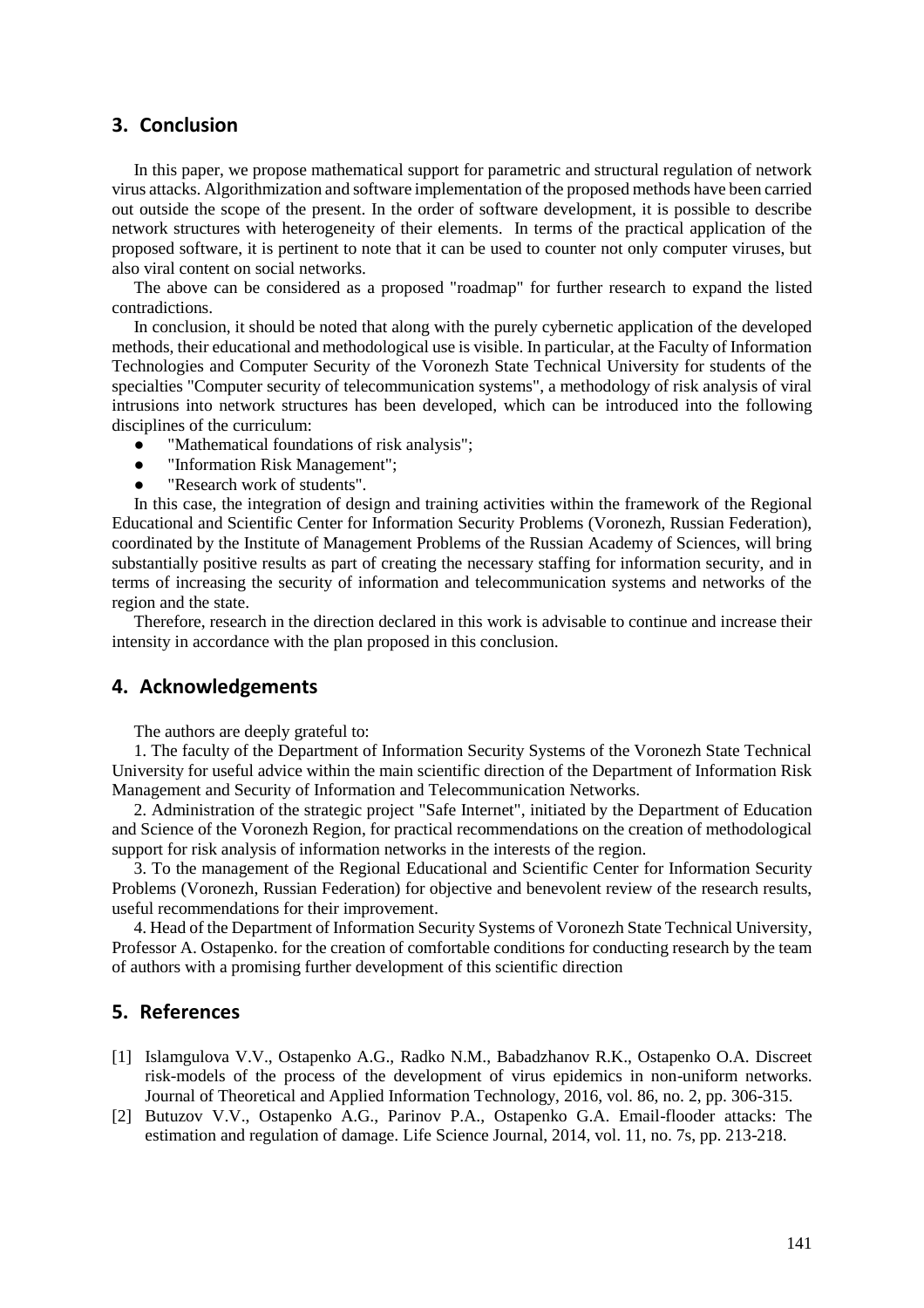## 3. Conclusion

In this paper, we propose mathematical support for parametric and structural regulation of network virus attacks. Algorithmization and software implementation of the proposed methods have been carried out outside the scope of the present. In the order of software development, it is possible to describe network structures with heterogeneity of their elements. In terms of the practical application of the proposed software, it is pertinent to note that it can be used to counter not only computer viruses, but also viral content on social networks.

The above can be considered as a proposed "roadmap" for further research to expand the listed contradictions.

In conclusion, it should be noted that along with the purely cybernetic application of the developed methods, their educational and methodological use is visible. In particular, at the Faculty of Information Technologies and Computer Security of the Voronezh State Technical University for students of the specialties "Computer security of telecommunication systems", a methodology of risk analysis of viral intrusions into network structures has been developed, which can be introduced into the following disciplines of the curriculum:

- "Mathematical foundations of risk analysis";
- "Information Risk Management";
- "Research work of students".

In this case, the integration of design and training activities within the framework of the Regional Educational and Scientific Center for Information Security Problems (Voronezh, Russian Federation), coordinated by the Institute of Management Problems of the Russian Academy of Sciences, will bring substantially positive results as part of creating the necessary staffing for information security, and in terms of increasing the security of information and telecommunication systems and networks of the region and the state.

Therefore, research in the direction declared in this work is advisable to continue and increase their intensity in accordance with the plan proposed in this conclusion.

## 4. Acknowledgements

The authors are deeply grateful to:

1. The faculty of the Department of Information Security Systems of the Voronezh State Technical University for useful advice within the main scientific direction of the Department of Information Risk Management and Security of Information and Telecommunication Networks.

2. Administration of the strategic project "Safe Internet", initiated by the Department of Education and Science of the Voronezh Region, for practical recommendations on the creation of methodological support for risk analysis of information networks in the interests of the region.

3. To the management of the Regional Educational and Scientific Center for Information Security Problems (Voronezh, Russian Federation) for objective and benevolent review of the research results, useful recommendations for their improvement.

4. Head of the Department of Information Security Systems of Voronezh State Technical University, Professor A. Ostapenko. for the creation of comfortable conditions for conducting research by the team of authors with a promising further development of this scientific direction

## 5. References

[1] Islamgulova V.V., Ostapenko A.G., Radko N.M., Babadzhanov R.K., Ostapenko O.A. Discreet risk-models of the process of the development of virus epidemics in non-uniform networks. Journal of Theoretical and Applied Information Technology, 2016, vol. 86, no. 2, pp. 306-315.

[2] Butuzov V.V., Ostapenko A.G., Parinov P.A., Ostapenko G.A. Email-flooder attacks: The estimation and regulation of damage. Life Science Journal, 2014, vol. 11, no. 7s, pp. 213-218.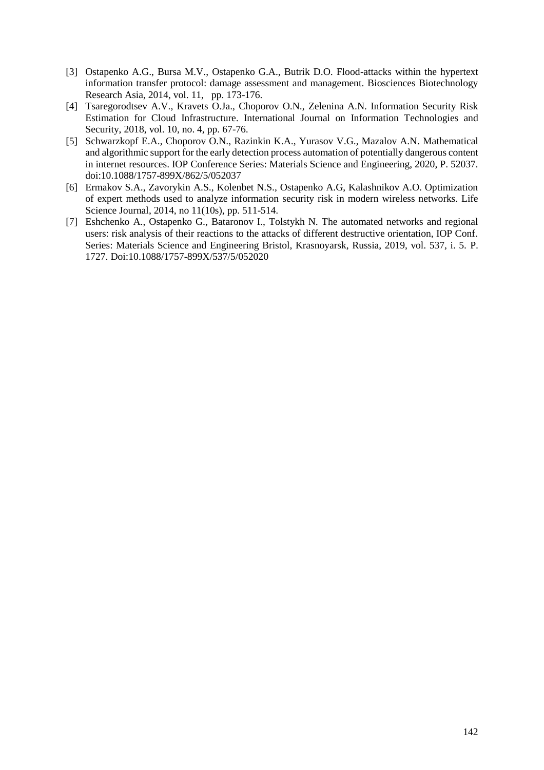[3] Ostapenko A.G., Bursa M.V., Ostapenko G.A., Butrik D.O. Flood-attacks within the hypertext information transfer protocol: damage assessment and management. Biosciences Biotechnology Research Asia, 2014, vol. 11, pp. 173-176.

[4] Tsaregorodtsev A.V., Kravets O.Ja., Choporov O.N., Zelenina A.N. Information Security Risk Estimation for Cloud Infrastructure. International Journal on Information Technologies and Security, 2018, vol. 10, no. 4, pp. 67-76.

[5] Schwarzkopf E.A., Choporov O.N., Razinkin K.A., Yurasov V.G., Mazalov A.N. Mathematical and algorithmic support for the early detection process automation of potentially dangerous content in internet resources. IOP Conference Series: Materials Science and Engineering, 2020, P. 52037. doi:10.1088/1757-899X/862/5/052037

[6] Ermakov S.A., Zavorykin A.S., Kolenbet N.S., Ostapenko A.G, Kalashnikov A.O. Optimization of expert methods used to analyze information security risk in modern wireless networks. Life Science Journal, 2014, no 11(10s), pp. 511-514.

[7] Eshchenko A., Ostapenko G., Bataronov I., Tolstykh N. The automated networks and regional users: risk analysis of their reactions to the attacks of different destructive orientation, IOP Conf. Series: Materials Science and Engineering Bristol, Krasnoyarsk, Russia, 2019, vol. 537, i. 5. P. 1727. Doi:10.1088/1757-899X/537/5/052020